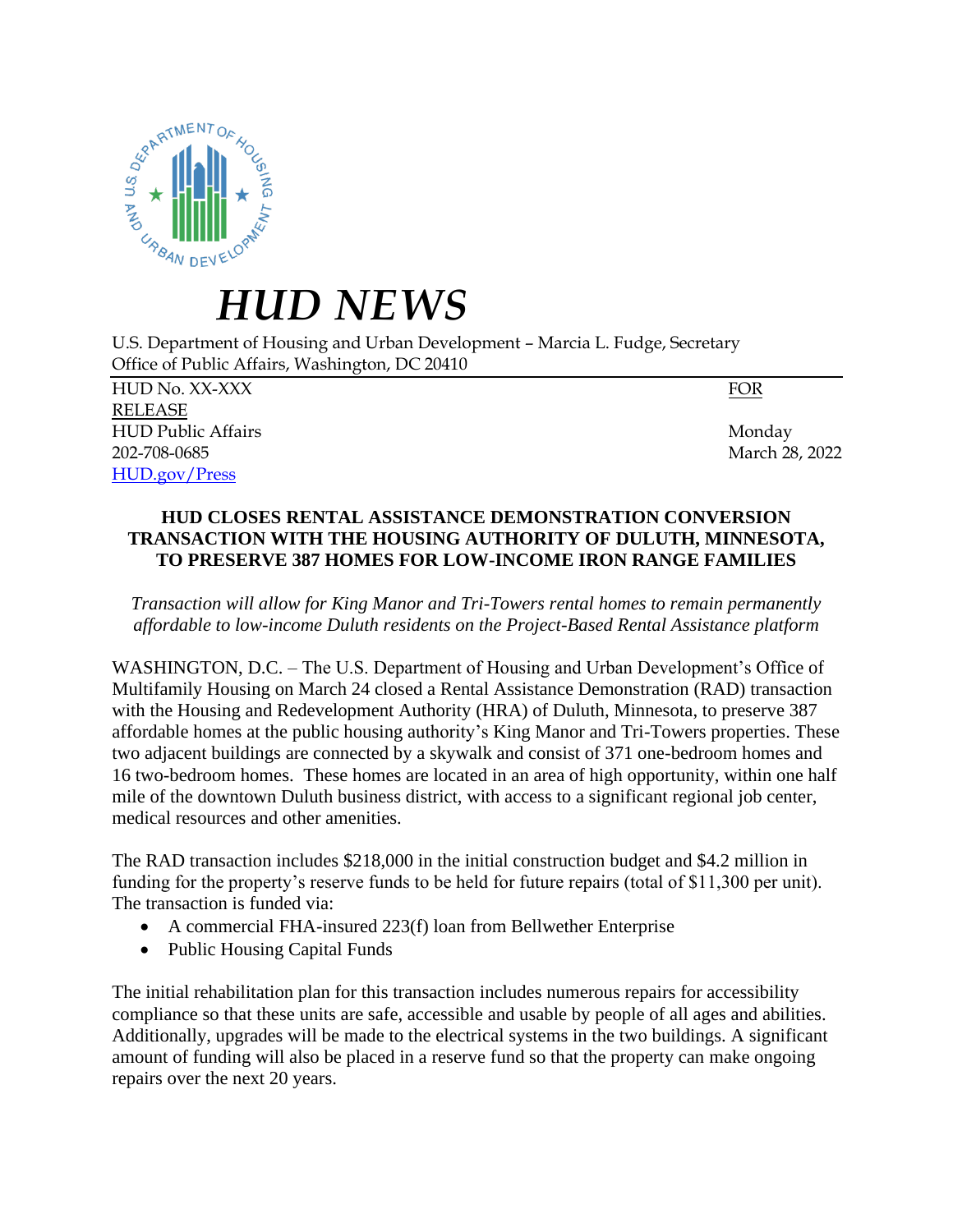# *HUD NEWS*

U.S. Department of Housing and Urban Development – Marcia L. Fudge, Secretary
Office of Public Affairs, Washington, DC 20410

HUD No. XX-XXX
HUD Public Affairs
202-708-0685
[HUD.gov/Press](HUD.gov/Press)

FOR RELEASE
Monday
March 28, 2022

**HUD CLOSES RENTAL ASSISTANCE DEMONSTRATION CONVERSION TRANSACTION WITH THE HOUSING AUTHORITY OF DULUTH, MINNESOTA, TO PRESERVE 387 HOMES FOR LOW-INCOME IRON RANGE FAMILIES**

*Transaction will allow for King Manor and Tri-Towers rental homes to remain permanently affordable to low-income Duluth residents on the Project-Based Rental Assistance platform*

WASHINGTON, D.C. – The U.S. Department of Housing and Urban Development's Office of Multifamily Housing on March 24 closed a Rental Assistance Demonstration (RAD) transaction with the Housing and Redevelopment Authority (HRA) of Duluth, Minnesota, to preserve 387 affordable homes at the public housing authority's King Manor and Tri-Towers properties. These two adjacent buildings are connected by a skywalk and consist of 371 one-bedroom homes and 16 two-bedroom homes. These homes are located in an area of high opportunity, within one half mile of the downtown Duluth business district, with access to a significant regional job center, medical resources and other amenities.

The RAD transaction includes $218,000 in the initial construction budget and $4.2 million in funding for the property's reserve funds to be held for future repairs (total of $11,300 per unit). The transaction is funded via:

- A commercial FHA-insured 223(f) loan from Bellwether Enterprise
- Public Housing Capital Funds

The initial rehabilitation plan for this transaction includes numerous repairs for accessibility compliance so that these units are safe, accessible and usable by people of all ages and abilities. Additionally, upgrades will be made to the electrical systems in the two buildings. A significant amount of funding will also be placed in a reserve fund so that the property can make ongoing repairs over the next 20 years.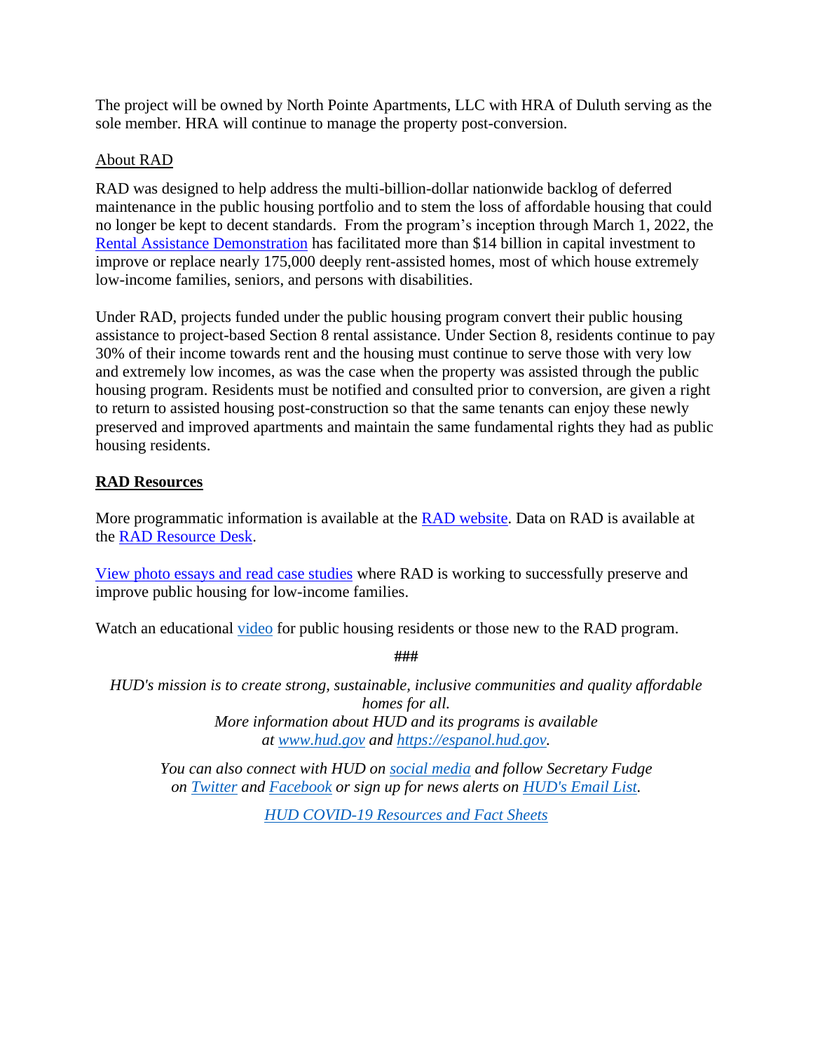The project will be owned by North Pointe Apartments, LLC with HRA of Duluth serving as the sole member. HRA will continue to manage the property post-conversion.

About RAD

RAD was designed to help address the multi-billion-dollar nationwide backlog of deferred maintenance in the public housing portfolio and to stem the loss of affordable housing that could no longer be kept to decent standards. From the program's inception through March 1, 2022, the Rental Assistance Demonstration has facilitated more than $14 billion in capital investment to improve or replace nearly 175,000 deeply rent-assisted homes, most of which house extremely low-income families, seniors, and persons with disabilities.

Under RAD, projects funded under the public housing program convert their public housing assistance to project-based Section 8 rental assistance. Under Section 8, residents continue to pay 30% of their income towards rent and the housing must continue to serve those with very low and extremely low incomes, as was the case when the property was assisted through the public housing program. Residents must be notified and consulted prior to conversion, are given a right to return to assisted housing post-construction so that the same tenants can enjoy these newly preserved and improved apartments and maintain the same fundamental rights they had as public housing residents.

**RAD Resources**

More programmatic information is available at the RAD website. Data on RAD is available at the RAD Resource Desk.

View photo essays and read case studies where RAD is working to successfully preserve and improve public housing for low-income families.

Watch an educational video for public housing residents or those new to the RAD program.

**###**

*HUD's mission is to create strong, sustainable, inclusive communities and quality affordable homes for all.*
*More information about HUD and its programs is available at www.hud.gov and https://espanol.hud.gov.*

*You can also connect with HUD on social media and follow Secretary Fudge on Twitter and Facebook or sign up for news alerts on HUD's Email List.*

*HUD COVID-19 Resources and Fact Sheets*